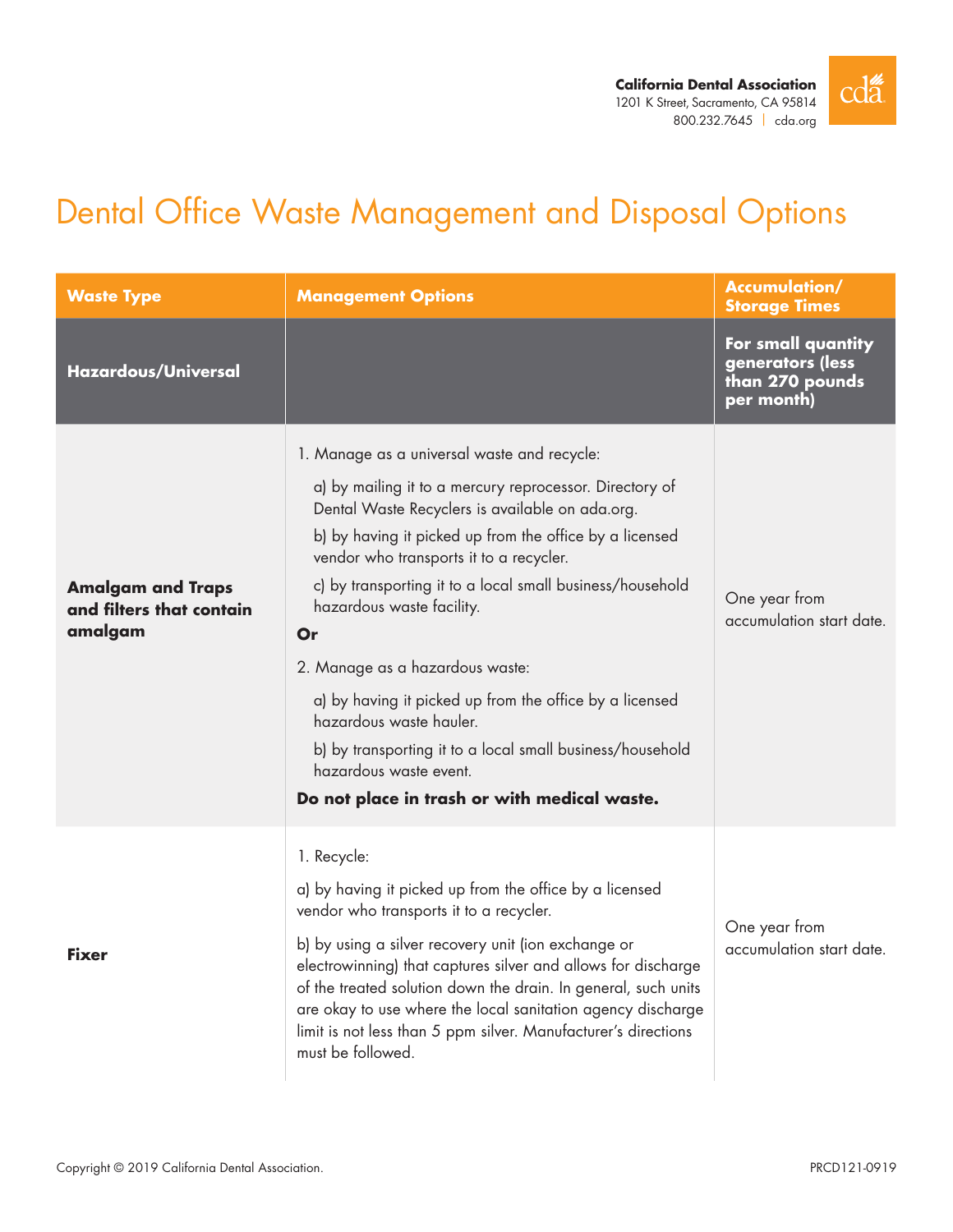California Dental Association
1201 K Street, Sacramento, CA 95814
800.232.7645 | cda.org

# Dental Office Waste Management and Disposal Options

| Waste Type | Management Options | Accumulation/ Storage Times |
|---|---|---|
| **Hazardous/Universal** | | **For small quantity generators (less than 270 pounds per month)** |
| **Amalgam and Traps and filters that contain amalgam** | 1. Manage as a universal waste and recycle:<br>a) by mailing it to a mercury reprocessor. Directory of Dental Waste Recyclers is available on ada.org.<br>b) by having it picked up from the office by a licensed vendor who transports it to a recycler.<br>c) by transporting it to a local small business/household hazardous waste facility.<br>**Or**<br>2. Manage as a hazardous waste:<br>a) by having it picked up from the office by a licensed hazardous waste hauler.<br>b) by transporting it to a local small business/household hazardous waste event.<br>**Do not place in trash or with medical waste.** | One year from accumulation start date. |
| **Fixer** | 1. Recycle:<br>a) by having it picked up from the office by a licensed vendor who transports it to a recycler.<br>b) by using a silver recovery unit (ion exchange or electrowinning) that captures silver and allows for discharge of the treated solution down the drain. In general, such units are okay to use where the local sanitation agency discharge limit is not less than 5 ppm silver. Manufacturer's directions must be followed. | One year from accumulation start date. |

Copyright © 2019 California Dental Association.

PRCD121-0919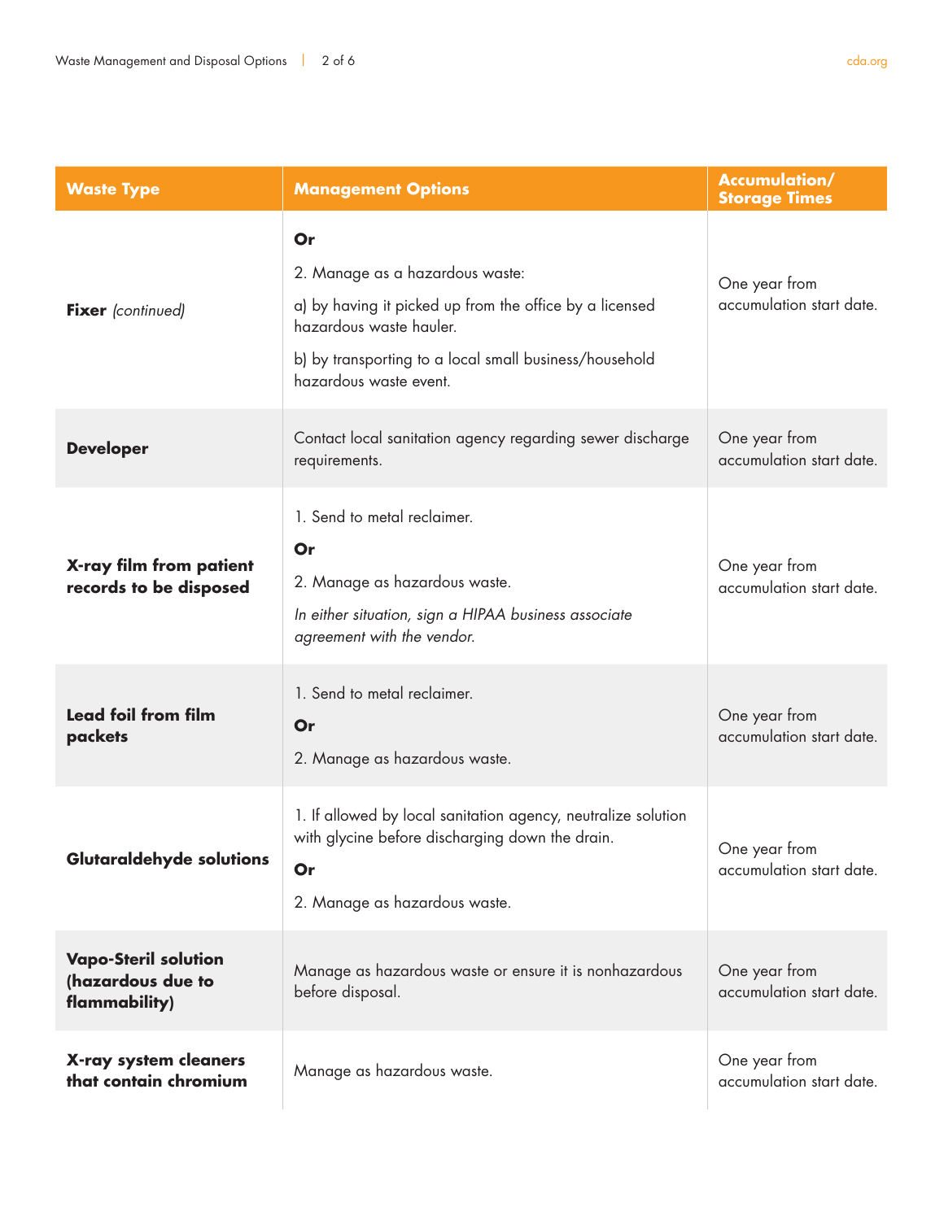| Waste Type | Management Options | Accumulation/ Storage Times |
| --- | --- | --- |
| **Fixer** *(continued)* | **Or**<br>2. Manage as a hazardous waste:<br>a) by having it picked up from the office by a licensed hazardous waste hauler.<br>b) by transporting to a local small business/household hazardous waste event. | One year from accumulation start date. |
| **Developer** | Contact local sanitation agency regarding sewer discharge requirements. | One year from accumulation start date. |
| **X-ray film from patient records to be disposed** | 1. Send to metal reclaimer.<br>**Or**<br>2. Manage as hazardous waste.<br>*In either situation, sign a HIPAA business associate agreement with the vendor.* | One year from accumulation start date. |
| **Lead foil from film packets** | 1. Send to metal reclaimer.<br>**Or**<br>2. Manage as hazardous waste. | One year from accumulation start date. |
| **Glutaraldehyde solutions** | 1. If allowed by local sanitation agency, neutralize solution with glycine before discharging down the drain.<br>**Or**<br>2. Manage as hazardous waste. | One year from accumulation start date. |
| **Vapo-Steril solution (hazardous due to flammability)** | Manage as hazardous waste or ensure it is nonhazardous before disposal. | One year from accumulation start date. |
| **X-ray system cleaners that contain chromium** | Manage as hazardous waste. | One year from accumulation start date. |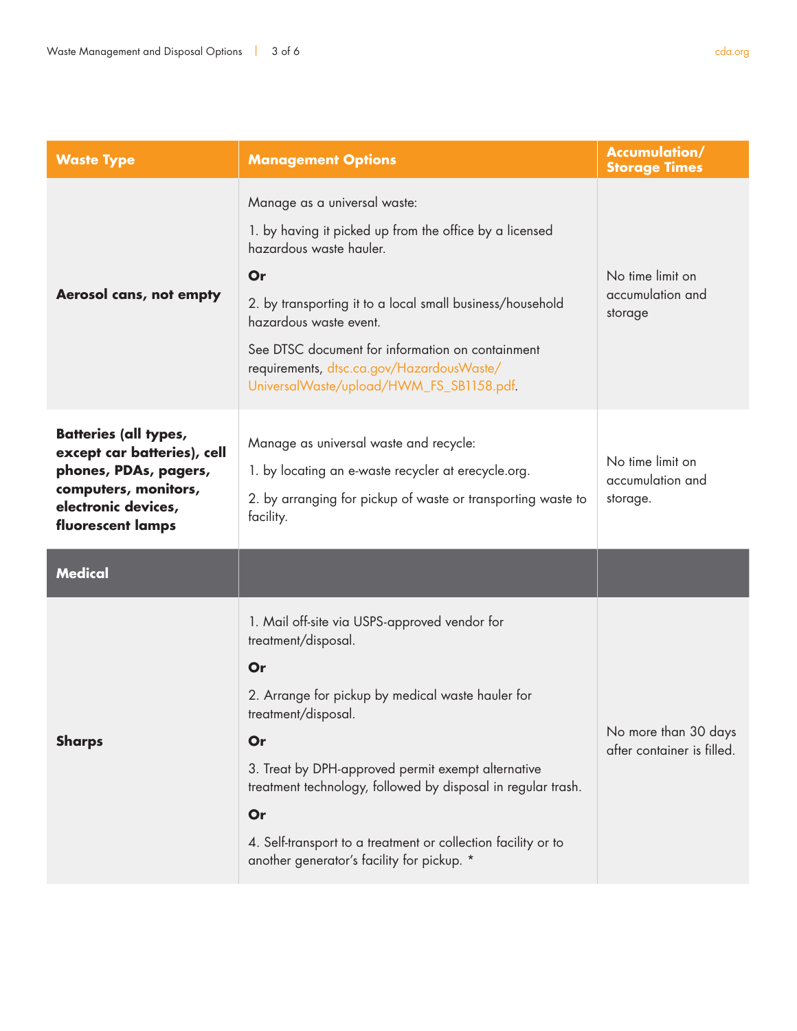| Waste Type | Management Options | Accumulation/ Storage Times |
|---|---|---|
| **Aerosol cans, not empty** | Manage as a universal waste:<br>1. by having it picked up from the office by a licensed hazardous waste hauler.<br>**Or**<br>2. by transporting it to a local small business/household hazardous waste event.<br>See DTSC document for information on containment requirements, dtsc.ca.gov/HazardousWaste/UniversalWaste/upload/HWM_FS_SB1158.pdf. | No time limit on accumulation and storage |
| **Batteries (all types, except car batteries), cell phones, PDAs, pagers, computers, monitors, electronic devices, fluorescent lamps** | Manage as universal waste and recycle:<br>1. by locating an e-waste recycler at erecycle.org.<br>2. by arranging for pickup of waste or transporting waste to facility. | No time limit on accumulation and storage. |
| **Medical** | | |
| **Sharps** | 1. Mail off-site via USPS-approved vendor for treatment/disposal.<br>**Or**<br>2. Arrange for pickup by medical waste hauler for treatment/disposal.<br>**Or**<br>3. Treat by DPH-approved permit exempt alternative treatment technology, followed by disposal in regular trash.<br>**Or**<br>4. Self-transport to a treatment or collection facility or to another generator's facility for pickup. * | No more than 30 days after container is filled. |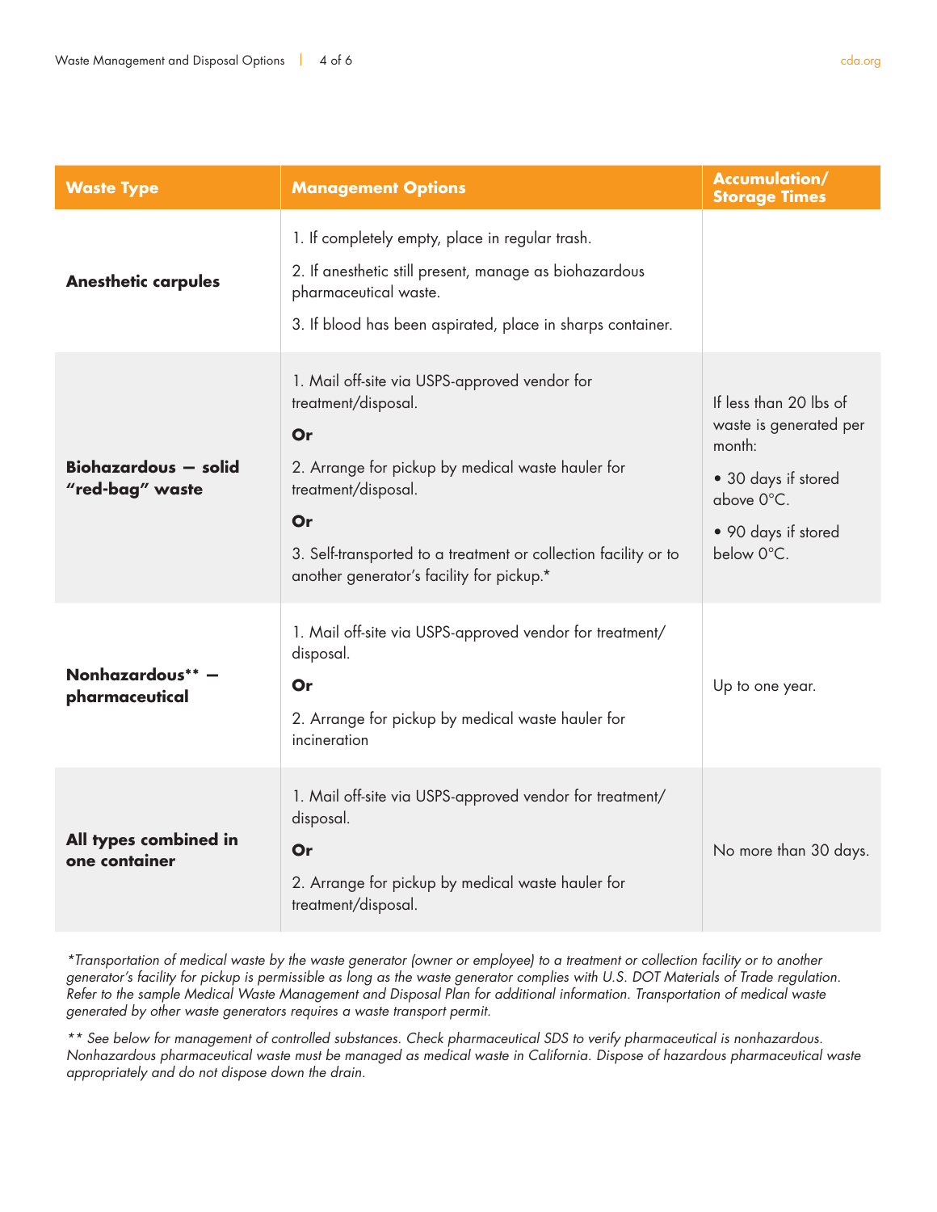| Waste Type | Management Options | Accumulation/ Storage Times |
|---|---|---|
| **Anesthetic carpules** | 1. If completely empty, place in regular trash.<br>2. If anesthetic still present, manage as biohazardous pharmaceutical waste.<br>3. If blood has been aspirated, place in sharps container. | |
| **Biohazardous — solid "red-bag" waste** | 1. Mail off-site via USPS-approved vendor for treatment/disposal.<br>**Or**<br>2. Arrange for pickup by medical waste hauler for treatment/disposal.<br>**Or**<br>3. Self-transported to a treatment or collection facility or to another generator's facility for pickup.* | If less than 20 lbs of waste is generated per month:<br>• 30 days if stored above 0°C.<br>• 90 days if stored below 0°C. |
| **Nonhazardous** — pharmaceutical** | 1. Mail off-site via USPS-approved vendor for treatment/disposal.<br>**Or**<br>2. Arrange for pickup by medical waste hauler for incineration | Up to one year. |
| **All types combined in one container** | 1. Mail off-site via USPS-approved vendor for treatment/disposal.<br>**Or**<br>2. Arrange for pickup by medical waste hauler for treatment/disposal. | No more than 30 days. |

*\*Transportation of medical waste by the waste generator (owner or employee) to a treatment or collection facility or to another generator's facility for pickup is permissible as long as the waste generator complies with U.S. DOT Materials of Trade regulation. Refer to the sample Medical Waste Management and Disposal Plan for additional information. Transportation of medical waste generated by other waste generators requires a waste transport permit.*

*\*\* See below for management of controlled substances. Check pharmaceutical SDS to verify pharmaceutical is nonhazardous. Nonhazardous pharmaceutical waste must be managed as medical waste in California. Dispose of hazardous pharmaceutical waste appropriately and do not dispose down the drain.*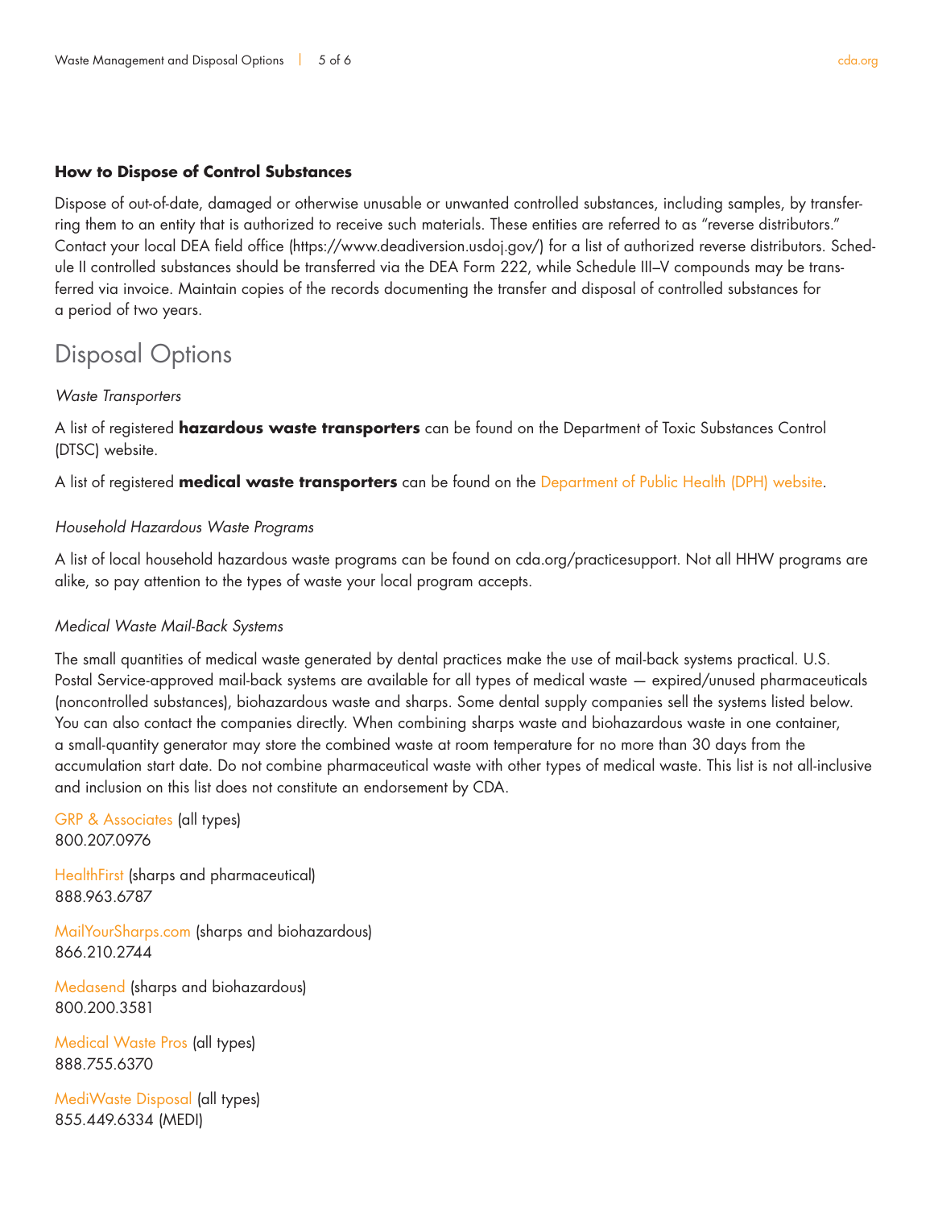**How to Dispose of Control Substances**

Dispose of out-of-date, damaged or otherwise unusable or unwanted controlled substances, including samples, by transferring them to an entity that is authorized to receive such materials. These entities are referred to as "reverse distributors." Contact your local DEA field office (https://www.deadiversion.usdoj.gov/) for a list of authorized reverse distributors. Schedule II controlled substances should be transferred via the DEA Form 222, while Schedule III–V compounds may be transferred via invoice. Maintain copies of the records documenting the transfer and disposal of controlled substances for a period of two years.

## Disposal Options

*Waste Transporters*

A list of registered **hazardous waste transporters** can be found on the Department of Toxic Substances Control (DTSC) website.

A list of registered **medical waste transporters** can be found on the Department of Public Health (DPH) website.

*Household Hazardous Waste Programs*

A list of local household hazardous waste programs can be found on cda.org/practicesupport. Not all HHW programs are alike, so pay attention to the types of waste your local program accepts.

*Medical Waste Mail-Back Systems*

The small quantities of medical waste generated by dental practices make the use of mail-back systems practical. U.S. Postal Service-approved mail-back systems are available for all types of medical waste — expired/unused pharmaceuticals (noncontrolled substances), biohazardous waste and sharps. Some dental supply companies sell the systems listed below. You can also contact the companies directly. When combining sharps waste and biohazardous waste in one container, a small-quantity generator may store the combined waste at room temperature for no more than 30 days from the accumulation start date. Do not combine pharmaceutical waste with other types of medical waste. This list is not all-inclusive and inclusion on this list does not constitute an endorsement by CDA.

GRP & Associates (all types)
800.207.0976

HealthFirst (sharps and pharmaceutical)
888.963.6787

MailYourSharps.com (sharps and biohazardous)
866.210.2744

Medasend (sharps and biohazardous)
800.200.3581

Medical Waste Pros (all types)
888.755.6370

MediWaste Disposal (all types)
855.449.6334 (MEDI)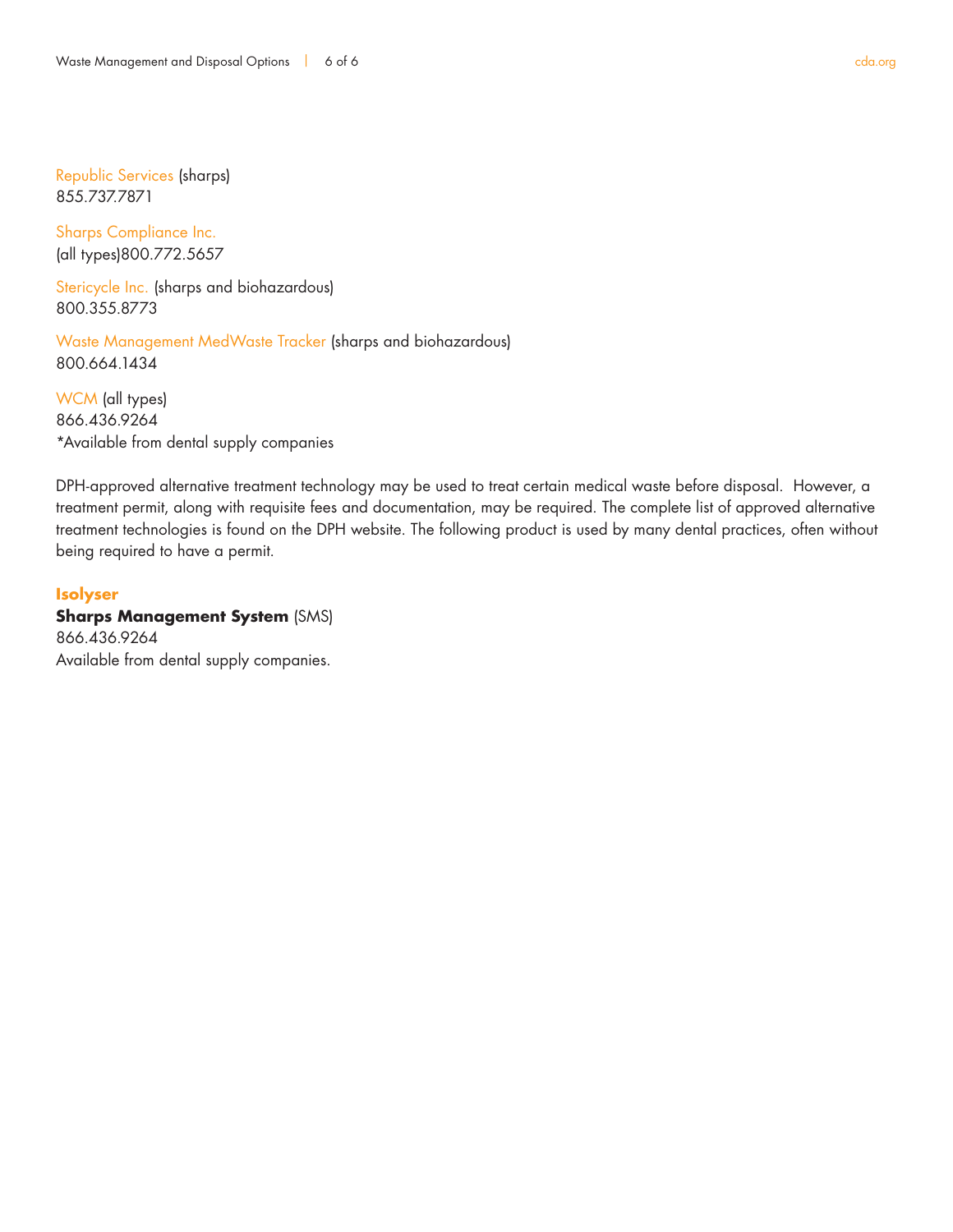Republic Services (sharps)
855.737.7871

Sharps Compliance Inc.
(all types)800.772.5657

Stericycle Inc. (sharps and biohazardous)
800.355.8773

Waste Management MedWaste Tracker (sharps and biohazardous)
800.664.1434

WCM (all types)
866.436.9264
*Available from dental supply companies

DPH-approved alternative treatment technology may be used to treat certain medical waste before disposal. However, a treatment permit, along with requisite fees and documentation, may be required. The complete list of approved alternative treatment technologies is found on the DPH website. The following product is used by many dental practices, often without being required to have a permit.

**Isolyser**
**Sharps Management System** (SMS)
866.436.9264
Available from dental supply companies.